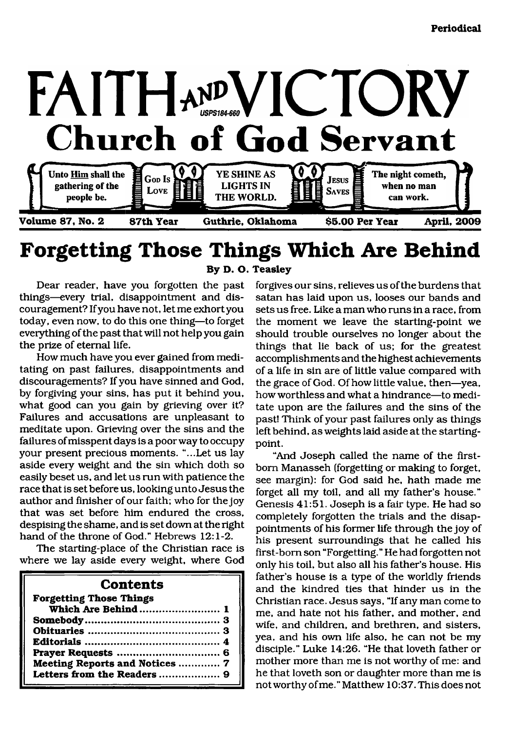Periodical

# FAITH AND VICTORY

USPS184-660

## Church of God Servant

Unto Him shall the gathering of the people be. | God Is Love | YE SHINE AS LIGHTS IN THE WORLD. | Jesus Saves | The night cometh, when no man can work.

**Volume 87, No. 2** | **87th Year** | **Guthrie, Oklahoma** | **$5.00 Per Year** | **April, 2009**

# Forgetting Those Things Which Are Behind

**By D. O. Teasley**

Dear reader, have you forgotten the past things—every trial, disappointment and discouragement? If you have not, let me exhort you today, even now, to do this one thing—to forget everything of the past that will not help you gain the prize of eternal life.

How much have you ever gained from meditating on past failures, disappointments and discouragements? If you have sinned and God, by forgiving your sins, has put it behind you, what good can you gain by grieving over it? Failures and accusations are unpleasant to meditate upon. Grieving over the sins and the failures of misspent days is a poor way to occupy your present precious moments. "...Let us lay aside every weight and the sin which doth so easily beset us, and let us run with patience the race that is set before us, looking unto Jesus the author and finisher of our faith; who for the joy that was set before him endured the cross, despising the shame, and is set down at the right hand of the throne of God." Hebrews 12:1-2.

The starting-place of the Christian race is where we lay aside every weight, where God forgives our sins, relieves us of the burdens that satan has laid upon us, looses our bands and sets us free. Like a man who runs in a race, from the moment we leave the starting-point we should trouble ourselves no longer about the things that lie back of us; for the greatest accomplishments and the highest achievements of a life in sin are of little value compared with the grace of God. Of how little value, then—yea, how worthless and what a hindrance—to meditate upon are the failures and the sins of the past! Think of your past failures only as things left behind, as weights laid aside at the starting-point.

"And Joseph called the name of the first-born Manasseh (forgetting or making to forget, see margin): for God said he, hath made me forget all my toil, and all my father's house." Genesis 41:51. Joseph is a fair type. He had so completely forgotten the trials and the disappointments of his former life through the joy of his present surroundings that he called his first-born son "Forgetting." He had forgotten not only his toil, but also all his father's house. His father's house is a type of the worldly friends and the kindred ties that hinder us in the Christian race. Jesus says, "If any man come to me, and hate not his father, and mother, and wife, and children, and brethren, and sisters, yea, and his own life also, he can not be my disciple." Luke 14:26. "He that loveth father or mother more than me is not worthy of me: and he that loveth son or daughter more than me is not worthy of me." Matthew 10:37. This does not

**Contents**

- **Forgetting Those Things Which Are Behind** ........ 1
- **Somebody** ........ 3
- **Obituaries** ........ 3
- **Editorials** ........ 4
- **Prayer Requests** ........ 6
- **Meeting Reports and Notices** ........ 7
- **Letters from the Readers** ........ 9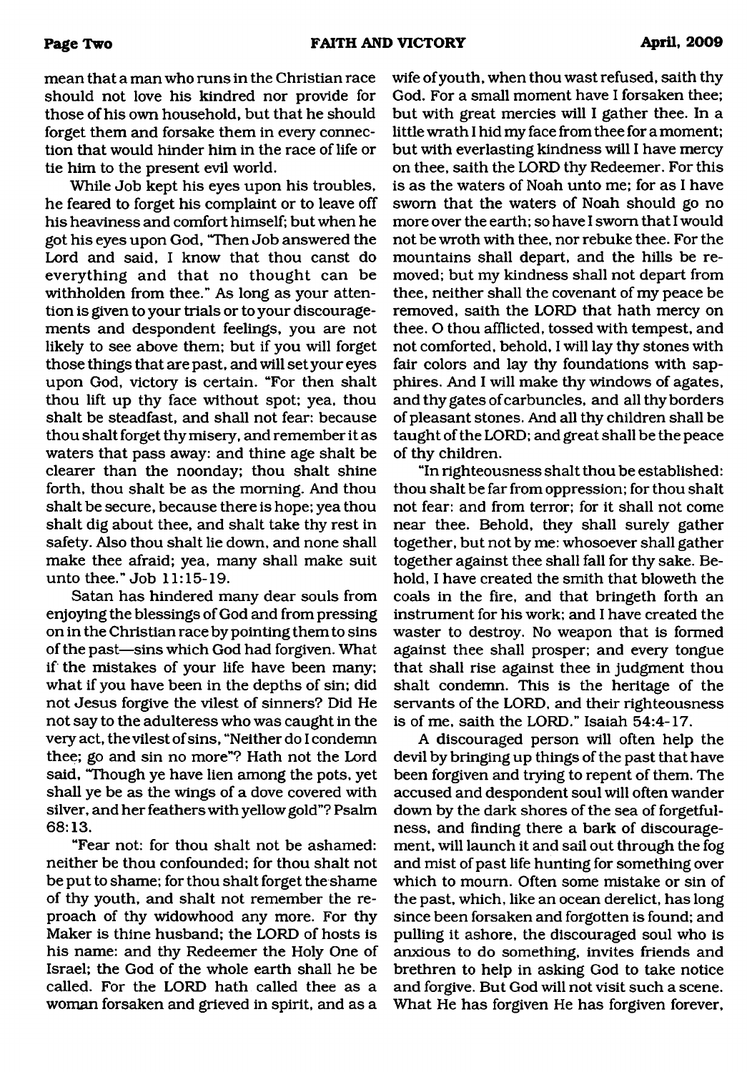mean that a man who runs in the Christian race should not love his kindred nor provide for those of his own household, but that he should forget them and forsake them in every connection that would hinder him in the race of life or tie him to the present evil world.

While Job kept his eyes upon his troubles, he feared to forget his complaint or to leave off his heaviness and comfort himself; but when he got his eyes upon God, "Then Job answered the Lord and said, I know that thou canst do everything and that no thought can be withholden from thee." As long as your attention is given to your trials or to your discouragements and despondent feelings, you are not likely to see above them; but if you will forget those things that are past, and will set your eyes upon God, victory is certain. "For then shalt thou lift up thy face without spot; yea, thou shalt be steadfast, and shall not fear: because thou shalt forget thy misery, and remember it as waters that pass away: and thine age shalt be clearer than the noonday; thou shalt shine forth, thou shalt be as the morning. And thou shalt be secure, because there is hope; yea thou shalt dig about thee, and shalt take thy rest in safety. Also thou shalt lie down, and none shall make thee afraid; yea, many shall make suit unto thee." Job 11:15-19.

Satan has hindered many dear souls from enjoying the blessings of God and from pressing on in the Christian race by pointing them to sins of the past—sins which God had forgiven. What if the mistakes of your life have been many; what if you have been in the depths of sin; did not Jesus forgive the vilest of sinners? Did He not say to the adulteress who was caught in the very act, the vilest of sins, "Neither do I condemn thee; go and sin no more"? Hath not the Lord said, "Though ye have lien among the pots, yet shall ye be as the wings of a dove covered with silver, and her feathers with yellow gold"? Psalm 68:13.

"Fear not: for thou shalt not be ashamed: neither be thou confounded; for thou shalt not be put to shame; for thou shalt forget the shame of thy youth, and shalt not remember the reproach of thy widowhood any more. For thy Maker is thine husband; the LORD of hosts is his name: and thy Redeemer the Holy One of Israel; the God of the whole earth shall he be called. For the LORD hath called thee as a woman forsaken and grieved in spirit, and as a wife of youth, when thou wast refused, saith thy God. For a small moment have I forsaken thee; but with great mercies will I gather thee. In a little wrath I hid my face from thee for a moment; but with everlasting kindness will I have mercy on thee, saith the LORD thy Redeemer. For this is as the waters of Noah unto me; for as I have sworn that the waters of Noah should go no more over the earth; so have I sworn that I would not be wroth with thee, nor rebuke thee. For the mountains shall depart, and the hills be removed; but my kindness shall not depart from thee, neither shall the covenant of my peace be removed, saith the LORD that hath mercy on thee. O thou afflicted, tossed with tempest, and not comforted, behold, I will lay thy stones with fair colors and lay thy foundations with sapphires. And I will make thy windows of agates, and thy gates of carbuncles, and all thy borders of pleasant stones. And all thy children shall be taught of the LORD; and great shall be the peace of thy children.

"In righteousness shalt thou be established: thou shalt be far from oppression; for thou shalt not fear: and from terror; for it shall not come near thee. Behold, they shall surely gather together, but not by me: whosoever shall gather together against thee shall fall for thy sake. Behold, I have created the smith that bloweth the coals in the fire, and that bringeth forth an instrument for his work; and I have created the waster to destroy. No weapon that is formed against thee shall prosper; and every tongue that shall rise against thee in judgment thou shalt condemn. This is the heritage of the servants of the LORD, and their righteousness is of me, saith the LORD." Isaiah 54:4-17.

A discouraged person will often help the devil by bringing up things of the past that have been forgiven and trying to repent of them. The accused and despondent soul will often wander down by the dark shores of the sea of forgetfulness, and finding there a bark of discouragement, will launch it and sail out through the fog and mist of past life hunting for something over which to mourn. Often some mistake or sin of the past, which, like an ocean derelict, has long since been forsaken and forgotten is found; and pulling it ashore, the discouraged soul who is anxious to do something, invites friends and brethren to help in asking God to take notice and forgive. But God will not visit such a scene. What He has forgiven He has forgiven forever.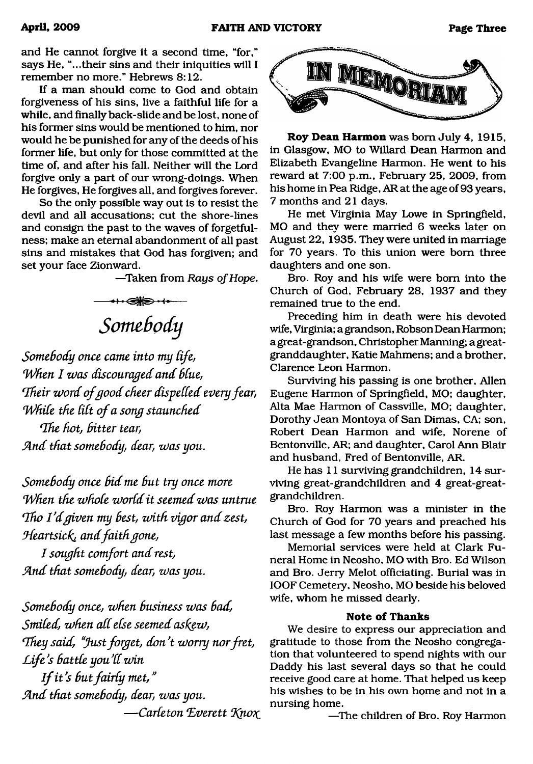and He cannot forgive it a second time, "for," says He, "...their sins and their iniquities will I remember no more." Hebrews 8:12.

If a man should come to God and obtain forgiveness of his sins, live a faithful life for a while, and finally back-slide and be lost, none of his former sins would be mentioned to him, nor would he be punished for any of the deeds of his former life, but only for those committed at the time of, and after his fall. Neither will the Lord forgive only a part of our wrong-doings. When He forgives, He forgives all, and forgives forever.

So the only possible way out is to resist the devil and all accusations; cut the shore-lines and consign the past to the waves of forgetfulness; make an eternal abandonment of all past sins and mistakes that God has forgiven; and set your face Zionward.

—Taken from *Rays of Hope*.

## *Somebody*

*Somebody once came into my life,*
*When I was discouraged and blue,*
*Their word of good cheer dispelled every fear,*
*While the lilt of a song staunched*
*The hot, bitter tear,*
*And that somebody, dear, was you.*

*Somebody once bid me but try once more*
*When the whole world it seemed was untrue*
*Tho I'd given my best, with vigor and zest,*
*Heartsick, and faith gone,*
*I sought comfort and rest,*
*And that somebody, dear, was you.*

*Somebody once, when business was bad,*
*Smiled, when all else seemed askew,*
*They said, "Just forget, don't worry nor fret,*
*Life's battle you'll win*
*If it's but fairly met,"*
*And that somebody, dear, was you.*

—*Carleton Everett Knox*

## IN MEMORIAM

**Roy Dean Harmon** was born July 4, 1915, in Glasgow, MO to Willard Dean Harmon and Elizabeth Evangeline Harmon. He went to his reward at 7:00 p.m., February 25, 2009, from his home in Pea Ridge, AR at the age of 93 years, 7 months and 21 days.

He met Virginia May Lowe in Springfield, MO and they were married 6 weeks later on August 22, 1935. They were united in marriage for 70 years. To this union were born three daughters and one son.

Bro. Roy and his wife were born into the Church of God, February 28, 1937 and they remained true to the end.

Preceding him in death were his devoted wife, Virginia; a grandson, Robson Dean Harmon; a great-grandson, Christopher Manning; a great-granddaughter, Katie Mahmens; and a brother, Clarence Leon Harmon.

Surviving his passing is one brother, Allen Eugene Harmon of Springfield, MO; daughter, Alta Mae Harmon of Cassville, MO; daughter, Dorothy Jean Montoya of San Dimas, CA; son, Robert Dean Harmon and wife, Norene of Bentonville, AR; and daughter, Carol Ann Blair and husband, Fred of Bentonville, AR.

He has 11 surviving grandchildren, 14 surviving great-grandchildren and 4 great-great-grandchildren.

Bro. Roy Harmon was a minister in the Church of God for 70 years and preached his last message a few months before his passing.

Memorial services were held at Clark Funeral Home in Neosho, MO with Bro. Ed Wilson and Bro. Jerry Melot officiating. Burial was in IOOF Cemetery, Neosho, MO beside his beloved wife, whom he missed dearly.

**Note of Thanks**

We desire to express our appreciation and gratitude to those from the Neosho congregation that volunteered to spend nights with our Daddy his last several days so that he could receive good care at home. That helped us keep his wishes to be in his own home and not in a nursing home.

—The children of Bro. Roy Harmon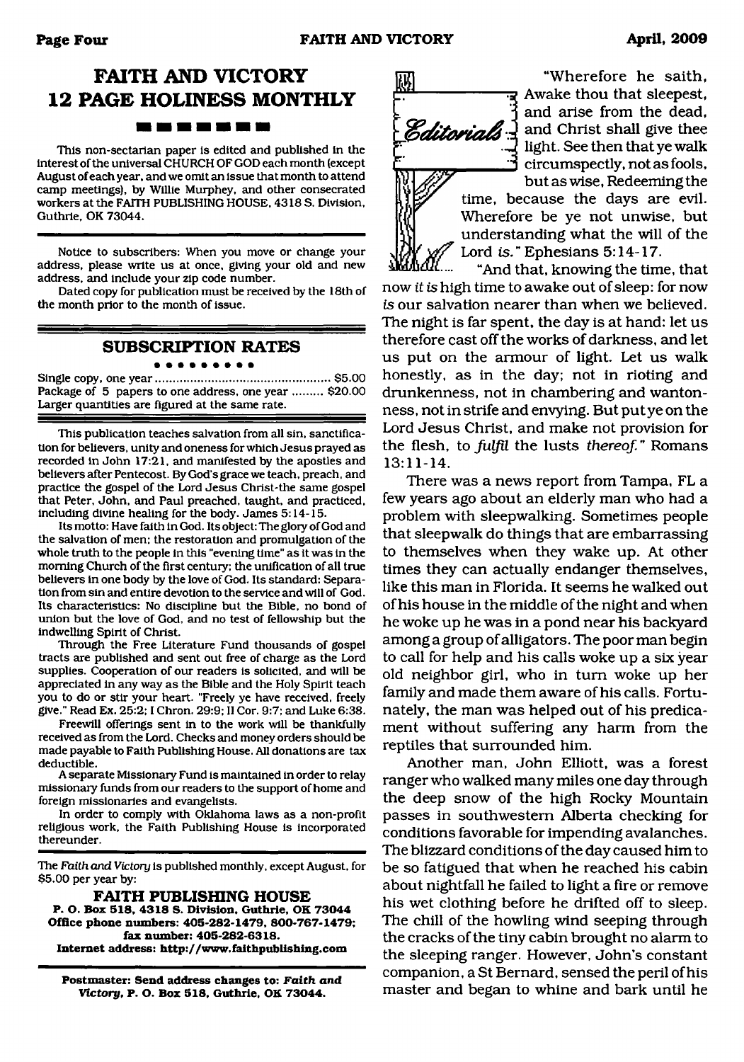# FAITH AND VICTORY 12 PAGE HOLINESS MONTHLY

This non-sectarian paper is edited and published in the interest of the universal CHURCH OF GOD each month (except August of each year, and we omit an issue that month to attend camp meetings), by Willie Murphey, and other consecrated workers at the FAITH PUBLISHING HOUSE, 4318 S. Division, Guthrie, OK 73044.

Notice to subscribers: When you move or change your address, please write us at once, giving your old and new address, and include your zip code number.

Dated copy for publication must be received by the 18th of the month prior to the month of issue.

## SUBSCRIPTION RATES

Single copy, one year ..... $5.00
Package of 5 papers to one address, one year ..... $20.00
Larger quantities are figured at the same rate.

This publication teaches salvation from all sin, sanctification for believers, unity and oneness for which Jesus prayed as recorded in John 17:21, and manifested by the apostles and believers after Pentecost. By God's grace we teach, preach, and practice the gospel of the Lord Jesus Christ-the same gospel that Peter, John, and Paul preached, taught, and practiced, including divine healing for the body. James 5:14-15.

Its motto: Have faith in God. Its object: The glory of God and the salvation of men; the restoration and promulgation of the whole truth to the people in this "evening time" as it was in the morning Church of the first century; the unification of all true believers in one body by the love of God. Its standard: Separation from sin and entire devotion to the service and will of God. Its characteristics: No discipline but the Bible, no bond of union but the love of God, and no test of fellowship but the indwelling Spirit of Christ.

Through the Free Literature Fund thousands of gospel tracts are published and sent out free of charge as the Lord supplies. Cooperation of our readers is solicited, and will be appreciated in any way as the Bible and the Holy Spirit teach you to do or stir your heart. "Freely ye have received, freely give." Read Ex. 25:2; I Chron. 29:9; II Cor. 9:7; and Luke 6:38.

Freewill offerings sent in to the work will be thankfully received as from the Lord. Checks and money orders should be made payable to Faith Publishing House. All donations are tax deductible.

A separate Missionary Fund is maintained in order to relay missionary funds from our readers to the support of home and foreign missionaries and evangelists.

In order to comply with Oklahoma laws as a non-profit religious work, the Faith Publishing House is incorporated thereunder.

The *Faith and Victory* is published monthly, except August, for $5.00 per year by:

**FAITH PUBLISHING HOUSE**
**P. O. Box 518, 4318 S. Division, Guthrie, OK 73044**
**Office phone numbers: 405-282-1479, 800-767-1479; fax number: 405-282-6318.**
**Internet address: http://www.faithpublishing.com**

**Postmaster: Send address changes to: *Faith and Victory*, P. O. Box 518, Guthrie, OK 73044.**

## Editorials

"Wherefore he saith, Awake thou that sleepest, and arise from the dead, and Christ shall give thee light. See then that ye walk circumspectly, not as fools, but as wise, Redeeming the time, because the days are evil. Wherefore be ye not unwise, but understanding what the will of the Lord *is.*" Ephesians 5:14-17.

"And that, knowing the time, that now *it is* high time to awake out of sleep: for now *is* our salvation nearer than when we believed. The night is far spent, the day is at hand: let us therefore cast off the works of darkness, and let us put on the armour of light. Let us walk honestly, as in the day; not in rioting and drunkenness, not in chambering and wantonness, not in strife and envying. But put ye on the Lord Jesus Christ, and make not provision for the flesh, to *fulfil* the lusts *thereof.*" Romans 13:11-14.

There was a news report from Tampa, FL a few years ago about an elderly man who had a problem with sleepwalking. Sometimes people that sleepwalk do things that are embarrassing to themselves when they wake up. At other times they can actually endanger themselves, like this man in Florida. It seems he walked out of his house in the middle of the night and when he woke up he was in a pond near his backyard among a group of alligators. The poor man begin to call for help and his calls woke up a six year old neighbor girl, who in turn woke up her family and made them aware of his calls. Fortunately, the man was helped out of his predicament without suffering any harm from the reptiles that surrounded him.

Another man, John Elliott, was a forest ranger who walked many miles one day through the deep snow of the high Rocky Mountain passes in southwestern Alberta checking for conditions favorable for impending avalanches. The blizzard conditions of the day caused him to be so fatigued that when he reached his cabin about nightfall he failed to light a fire or remove his wet clothing before he drifted off to sleep. The chill of the howling wind seeping through the cracks of the tiny cabin brought no alarm to the sleeping ranger. However, John's constant companion, a St Bernard, sensed the peril of his master and began to whine and bark until he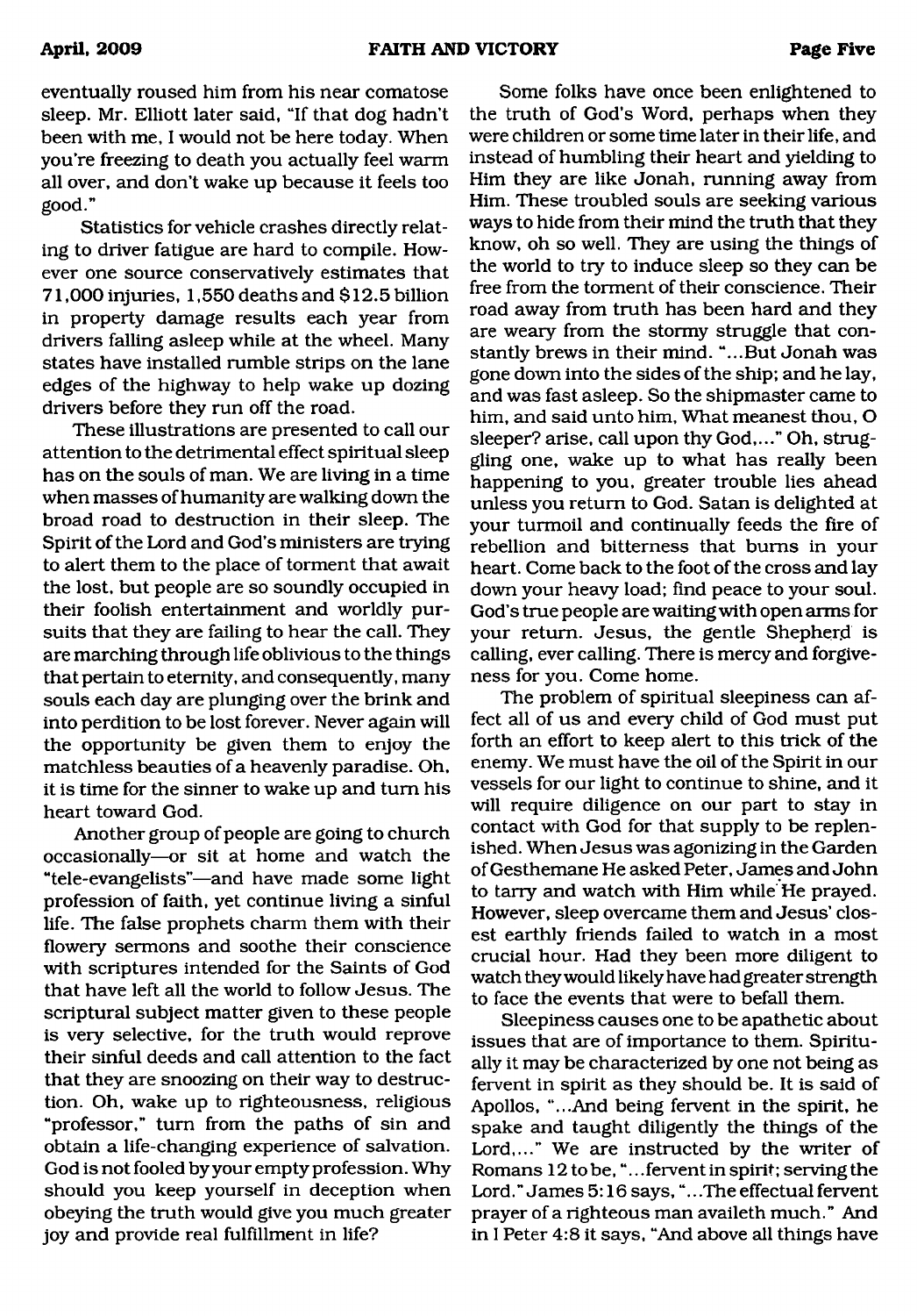eventually roused him from his near comatose sleep. Mr. Elliott later said, "If that dog hadn't been with me, I would not be here today. When you're freezing to death you actually feel warm all over, and don't wake up because it feels too good."

Statistics for vehicle crashes directly relating to driver fatigue are hard to compile. However one source conservatively estimates that 71,000 injuries, 1,550 deaths and $12.5 billion in property damage results each year from drivers falling asleep while at the wheel. Many states have installed rumble strips on the lane edges of the highway to help wake up dozing drivers before they run off the road.

These illustrations are presented to call our attention to the detrimental effect spiritual sleep has on the souls of man. We are living in a time when masses of humanity are walking down the broad road to destruction in their sleep. The Spirit of the Lord and God's ministers are trying to alert them to the place of torment that await the lost, but people are so soundly occupied in their foolish entertainment and worldly pursuits that they are failing to hear the call. They are marching through life oblivious to the things that pertain to eternity, and consequently, many souls each day are plunging over the brink and into perdition to be lost forever. Never again will the opportunity be given them to enjoy the matchless beauties of a heavenly paradise. Oh, it is time for the sinner to wake up and turn his heart toward God.

Another group of people are going to church occasionally—or sit at home and watch the "tele-evangelists"—and have made some light profession of faith, yet continue living a sinful life. The false prophets charm them with their flowery sermons and soothe their conscience with scriptures intended for the Saints of God that have left all the world to follow Jesus. The scriptural subject matter given to these people is very selective, for the truth would reprove their sinful deeds and call attention to the fact that they are snoozing on their way to destruction. Oh, wake up to righteousness, religious "professor," turn from the paths of sin and obtain a life-changing experience of salvation. God is not fooled by your empty profession. Why should you keep yourself in deception when obeying the truth would give you much greater joy and provide real fulfillment in life?

Some folks have once been enlightened to the truth of God's Word, perhaps when they were children or some time later in their life, and instead of humbling their heart and yielding to Him they are like Jonah, running away from Him. These troubled souls are seeking various ways to hide from their mind the truth that they know, oh so well. They are using the things of the world to try to induce sleep so they can be free from the torment of their conscience. Their road away from truth has been hard and they are weary from the stormy struggle that constantly brews in their mind. "...But Jonah was gone down into the sides of the ship; and he lay, and was fast asleep. So the shipmaster came to him, and said unto him, What meanest thou, O sleeper? arise, call upon thy God,..." Oh, struggling one, wake up to what has really been happening to you, greater trouble lies ahead unless you return to God. Satan is delighted at your turmoil and continually feeds the fire of rebellion and bitterness that burns in your heart. Come back to the foot of the cross and lay down your heavy load; find peace to your soul. God's true people are waiting with open arms for your return. Jesus, the gentle Shepherd is calling, ever calling. There is mercy and forgiveness for you. Come home.

The problem of spiritual sleepiness can affect all of us and every child of God must put forth an effort to keep alert to this trick of the enemy. We must have the oil of the Spirit in our vessels for our light to continue to shine, and it will require diligence on our part to stay in contact with God for that supply to be replenished. When Jesus was agonizing in the Garden of Gesthemane He asked Peter, James and John to tarry and watch with Him while He prayed. However, sleep overcame them and Jesus' closest earthly friends failed to watch in a most crucial hour. Had they been more diligent to watch they would likely have had greater strength to face the events that were to befall them.

Sleepiness causes one to be apathetic about issues that are of importance to them. Spiritually it may be characterized by one not being as fervent in spirit as they should be. It is said of Apollos, "...And being fervent in the spirit, he spake and taught diligently the things of the Lord,..." We are instructed by the writer of Romans 12 to be, "...fervent in spirit; serving the Lord." James 5:16 says, "...The effectual fervent prayer of a righteous man availeth much." And in I Peter 4:8 it says, "And above all things have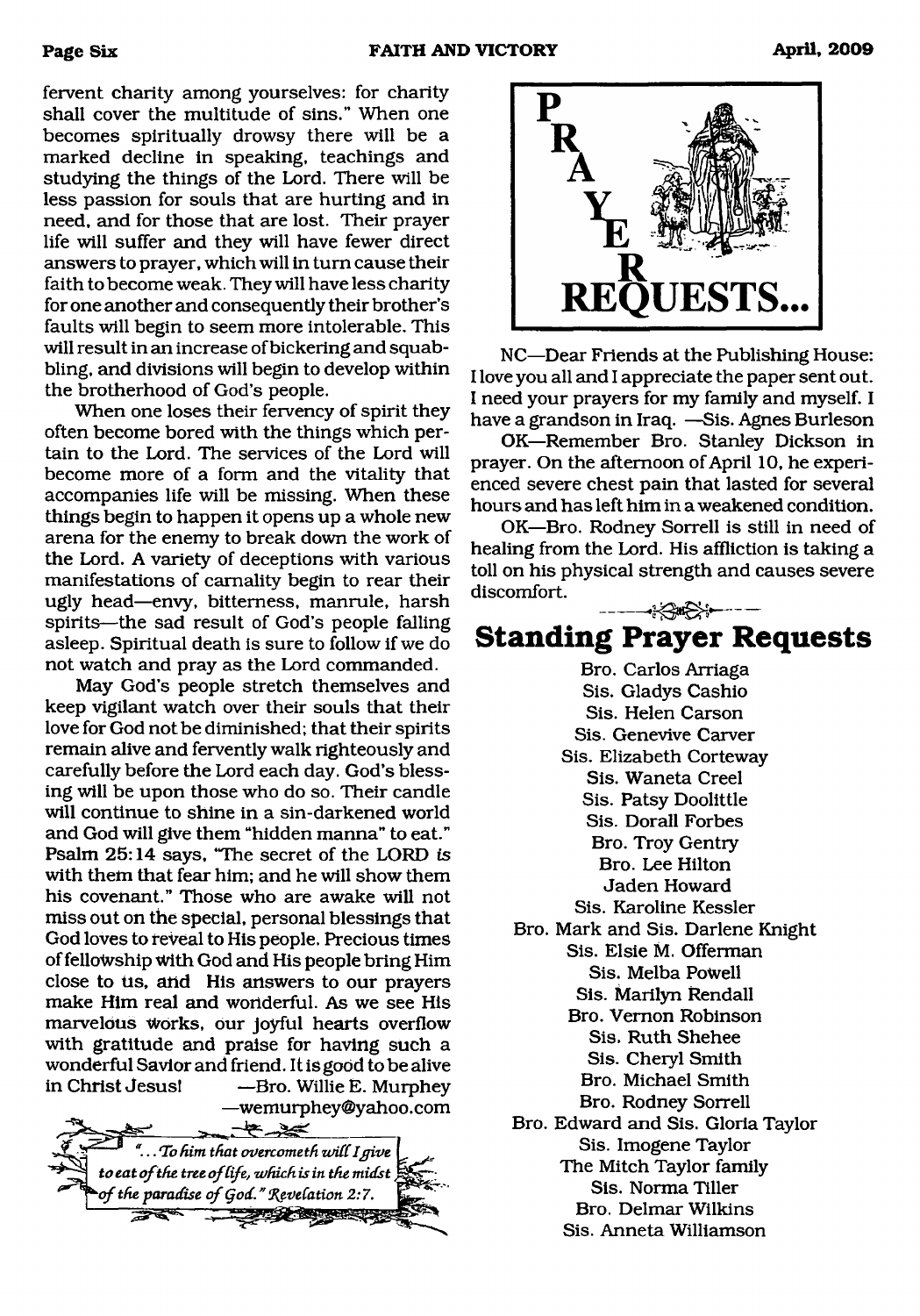fervent charity among yourselves: for charity shall cover the multitude of sins." When one becomes spiritually drowsy there will be a marked decline in speaking, teachings and studying the things of the Lord. There will be less passion for souls that are hurting and in need, and for those that are lost. Their prayer life will suffer and they will have fewer direct answers to prayer, which will in turn cause their faith to become weak. They will have less charity for one another and consequently their brother's faults will begin to seem more intolerable. This will result in an increase of bickering and squabbling, and divisions will begin to develop within the brotherhood of God's people.

When one loses their fervency of spirit they often become bored with the things which pertain to the Lord. The services of the Lord will become more of a form and the vitality that accompanies life will be missing. When these things begin to happen it opens up a whole new arena for the enemy to break down the work of the Lord. A variety of deceptions with various manifestations of carnality begin to rear their ugly head—envy, bitterness, manrule, harsh spirits—the sad result of God's people falling asleep. Spiritual death is sure to follow if we do not watch and pray as the Lord commanded.

May God's people stretch themselves and keep vigilant watch over their souls that their love for God not be diminished; that their spirits remain alive and fervently walk righteously and carefully before the Lord each day. God's blessing will be upon those who do so. Their candle will continue to shine in a sin-darkened world and God will give them "hidden manna" to eat." Psalm 25:14 says, "The secret of the LORD *is* with them that fear him; and he will show them his covenant." Those who are awake will not miss out on the special, personal blessings that God loves to reveal to His people. Precious times of fellowship with God and His people bring Him close to us, and His answers to our prayers make Him real and wonderful. As we see His marvelous works, our joyful hearts overflow with gratitude and praise for having such a wonderful Savior and friend. It is good to be alive in Christ Jesus! —Bro. Willie E. Murphey —wemurphey@yahoo.com

*"...To him that overcometh will I give to eat of the tree of life, which is in the midst of the paradise of God." Revelation 2:7.*

# PRAYER REQUESTS...

NC—Dear Friends at the Publishing House: I love you all and I appreciate the paper sent out. I need your prayers for my family and myself. I have a grandson in Iraq. —Sis. Agnes Burleson

OK—Remember Bro. Stanley Dickson in prayer. On the afternoon of April 10, he experienced severe chest pain that lasted for several hours and has left him in a weakened condition.

OK—Bro. Rodney Sorrell is still in need of healing from the Lord. His affliction is taking a toll on his physical strength and causes severe discomfort.

## Standing Prayer Requests

Bro. Carlos Arriaga
Sis. Gladys Cashio
Sis. Helen Carson
Sis. Genevive Carver
Sis. Elizabeth Corteway
Sis. Waneta Creel
Sis. Patsy Doolittle
Sis. Dorall Forbes
Bro. Troy Gentry
Bro. Lee Hilton
Jaden Howard
Sis. Karoline Kessler
Bro. Mark and Sis. Darlene Knight
Sis. Elsie M. Offerman
Sis. Melba Powell
Sis. Marilyn Rendall
Bro. Vernon Robinson
Sis. Ruth Shehee
Sis. Cheryl Smith
Bro. Michael Smith
Bro. Rodney Sorrell
Bro. Edward and Sis. Gloria Taylor
Sis. Imogene Taylor
The Mitch Taylor family
Sis. Norma Tiller
Bro. Delmar Wilkins
Sis. Anneta Williamson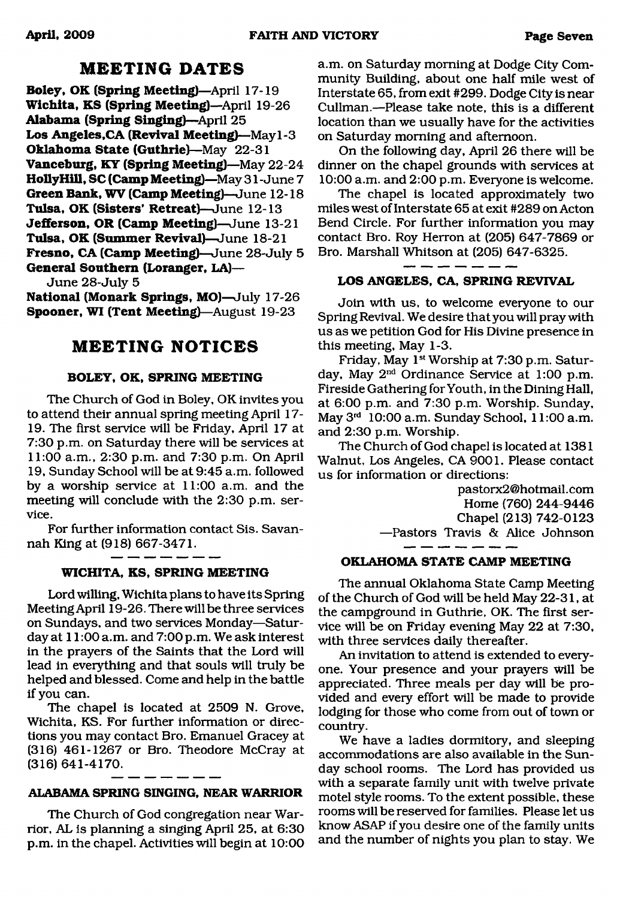## MEETING DATES

**Boley, OK (Spring Meeting)**—April 17-19
**Wichita, KS (Spring Meeting)**—April 19-26
**Alabama (Spring Singing)**—April 25
**Los Angeles,CA (Revival Meeting)**—May1-3
**Oklahoma State (Guthrie)**—May 22-31
**Vanceburg, KY (Spring Meeting)**—May 22-24
**HollyHill, SC (Camp Meeting)**—May 31-June 7
**Green Bank, WV (Camp Meeting)**—June 12-18
**Tulsa, OK (Sisters' Retreat)**—June 12-13
**Jefferson, OR (Camp Meeting)**—June 13-21
**Tulsa, OK (Summer Revival)**—June 18-21
**Fresno, CA (Camp Meeting)**—June 28-July 5
**General Southern (Loranger, LA)**—
June 28-July 5
**National (Monark Springs, MO)**—July 17-26
**Spooner, WI (Tent Meeting)**—August 19-23

## MEETING NOTICES

### BOLEY, OK, SPRING MEETING

The Church of God in Boley, OK invites you to attend their annual spring meeting April 17-19. The first service will be Friday, April 17 at 7:30 p.m. on Saturday there will be services at 11:00 a.m., 2:30 p.m. and 7:30 p.m. On April 19, Sunday School will be at 9:45 a.m. followed by a worship service at 11:00 a.m. and the meeting will conclude with the 2:30 p.m. service.

For further information contact Sis. Savannah King at (918) 667-3471.

### WICHITA, KS, SPRING MEETING

Lord willing, Wichita plans to have its Spring Meeting April 19-26. There will be three services on Sundays, and two services Monday—Saturday at 11:00 a.m. and 7:00 p.m. We ask interest in the prayers of the Saints that the Lord will lead in everything and that souls will truly be helped and blessed. Come and help in the battle if you can.

The chapel is located at 2509 N. Grove, Wichita, KS. For further information or directions you may contact Bro. Emanuel Gracey at (316) 461-1267 or Bro. Theodore McCray at (316) 641-4170.

### ALABAMA SPRING SINGING, NEAR WARRIOR

The Church of God congregation near Warrior, AL is planning a singing April 25, at 6:30 p.m. in the chapel. Activities will begin at 10:00 a.m. on Saturday morning at Dodge City Community Building, about one half mile west of Interstate 65, from exit #299. Dodge City is near Cullman.—Please take note, this is a different location than we usually have for the activities on Saturday morning and afternoon.

On the following day, April 26 there will be dinner on the chapel grounds with services at 10:00 a.m. and 2:00 p.m. Everyone is welcome.

The chapel is located approximately two miles west of Interstate 65 at exit #289 on Acton Bend Circle. For further information you may contact Bro. Roy Herron at (205) 647-7869 or Bro. Marshall Whitson at (205) 647-6325.

### LOS ANGELES, CA, SPRING REVIVAL

Join with us, to welcome everyone to our Spring Revival. We desire that you will pray with us as we petition God for His Divine presence in this meeting, May 1-3.

Friday, May 1st Worship at 7:30 p.m. Saturday, May 2nd Ordinance Service at 1:00 p.m. Fireside Gathering for Youth, in the Dining Hall, at 6:00 p.m. and 7:30 p.m. Worship. Sunday, May 3rd 10:00 a.m. Sunday School, 11:00 a.m. and 2:30 p.m. Worship.

The Church of God chapel is located at 1381 Walnut, Los Angeles, CA 9001. Please contact us for information or directions:

pastorx2@hotmail.com
Home (760) 244-9446
Chapel (213) 742-0123
—Pastors Travis & Alice Johnson

### OKLAHOMA STATE CAMP MEETING

The annual Oklahoma State Camp Meeting of the Church of God will be held May 22-31, at the campground in Guthrie, OK. The first service will be on Friday evening May 22 at 7:30, with three services daily thereafter.

An invitation to attend is extended to everyone. Your presence and your prayers will be appreciated. Three meals per day will be provided and every effort will be made to provide lodging for those who come from out of town or country.

We have a ladies dormitory, and sleeping accommodations are also available in the Sunday school rooms. The Lord has provided us with a separate family unit with twelve private motel style rooms. To the extent possible, these rooms will be reserved for families. Please let us know ASAP if you desire one of the family units and the number of nights you plan to stay. We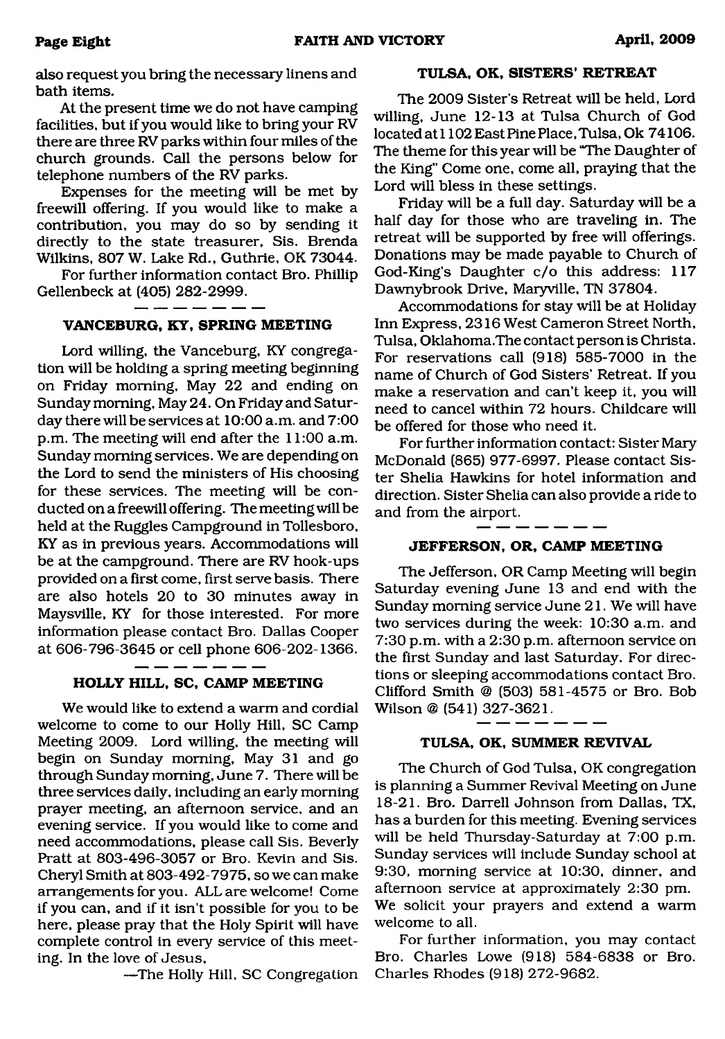also request you bring the necessary linens and bath items.

At the present time we do not have camping facilities, but if you would like to bring your RV there are three RV parks within four miles of the church grounds. Call the persons below for telephone numbers of the RV parks.

Expenses for the meeting will be met by freewill offering. If you would like to make a contribution, you may do so by sending it directly to the state treasurer, Sis. Brenda Wilkins, 807 W. Lake Rd., Guthrie, OK 73044.

For further information contact Bro. Phillip Gellenbeck at (405) 282-2999.

---

### VANCEBURG, KY, SPRING MEETING

Lord willing, the Vanceburg, KY congregation will be holding a spring meeting beginning on Friday morning, May 22 and ending on Sunday morning, May 24. On Friday and Saturday there will be services at 10:00 a.m. and 7:00 p.m. The meeting will end after the 11:00 a.m. Sunday morning services. We are depending on the Lord to send the ministers of His choosing for these services. The meeting will be conducted on a freewill offering. The meeting will be held at the Ruggles Campground in Tollesboro, KY as in previous years. Accommodations will be at the campground. There are RV hook-ups provided on a first come, first serve basis. There are also hotels 20 to 30 minutes away in Maysville, KY for those interested. For more information please contact Bro. Dallas Cooper at 606-796-3645 or cell phone 606-202-1366.

---

### HOLLY HILL, SC, CAMP MEETING

We would like to extend a warm and cordial welcome to come to our Holly Hill, SC Camp Meeting 2009. Lord willing, the meeting will begin on Sunday morning, May 31 and go through Sunday morning, June 7. There will be three services daily, including an early morning prayer meeting, an afternoon service, and an evening service. If you would like to come and need accommodations, please call Sis. Beverly Pratt at 803-496-3057 or Bro. Kevin and Sis. Cheryl Smith at 803-492-7975, so we can make arrangements for you. ALL are welcome! Come if you can, and if it isn't possible for you to be here, please pray that the Holy Spirit will have complete control in every service of this meeting. In the love of Jesus,

—The Holly Hill, SC Congregation

### TULSA, OK, SISTERS' RETREAT

The 2009 Sister's Retreat will be held, Lord willing, June 12-13 at Tulsa Church of God located at 1102 East Pine Place, Tulsa, Ok 74106. The theme for this year will be "The Daughter of the King" Come one, come all, praying that the Lord will bless in these settings.

Friday will be a full day. Saturday will be a half day for those who are traveling in. The retreat will be supported by free will offerings. Donations may be made payable to Church of God-King's Daughter c/o this address: 117 Dawnybrook Drive, Maryville, TN 37804.

Accommodations for stay will be at Holiday Inn Express, 2316 West Cameron Street North, Tulsa, Oklahoma.The contact person is Christa. For reservations call (918) 585-7000 in the name of Church of God Sisters' Retreat. If you make a reservation and can't keep it, you will need to cancel within 72 hours. Childcare will be offered for those who need it.

For further information contact: Sister Mary McDonald (865) 977-6997. Please contact Sister Shelia Hawkins for hotel information and direction. Sister Shelia can also provide a ride to and from the airport.

---

### JEFFERSON, OR, CAMP MEETING

The Jefferson, OR Camp Meeting will begin Saturday evening June 13 and end with the Sunday morning service June 21. We will have two services during the week: 10:30 a.m. and 7:30 p.m. with a 2:30 p.m. afternoon service on the first Sunday and last Saturday. For directions or sleeping accommodations contact Bro. Clifford Smith @ (503) 581-4575 or Bro. Bob Wilson @ (541) 327-3621.

---

### TULSA, OK, SUMMER REVIVAL

The Church of God Tulsa, OK congregation is planning a Summer Revival Meeting on June 18-21. Bro. Darrell Johnson from Dallas, TX, has a burden for this meeting. Evening services will be held Thursday-Saturday at 7:00 p.m. Sunday services will include Sunday school at 9:30, morning service at 10:30, dinner, and afternoon service at approximately 2:30 pm. We solicit your prayers and extend a warm welcome to all.

For further information, you may contact Bro. Charles Lowe (918) 584-6838 or Bro. Charles Rhodes (918) 272-9682.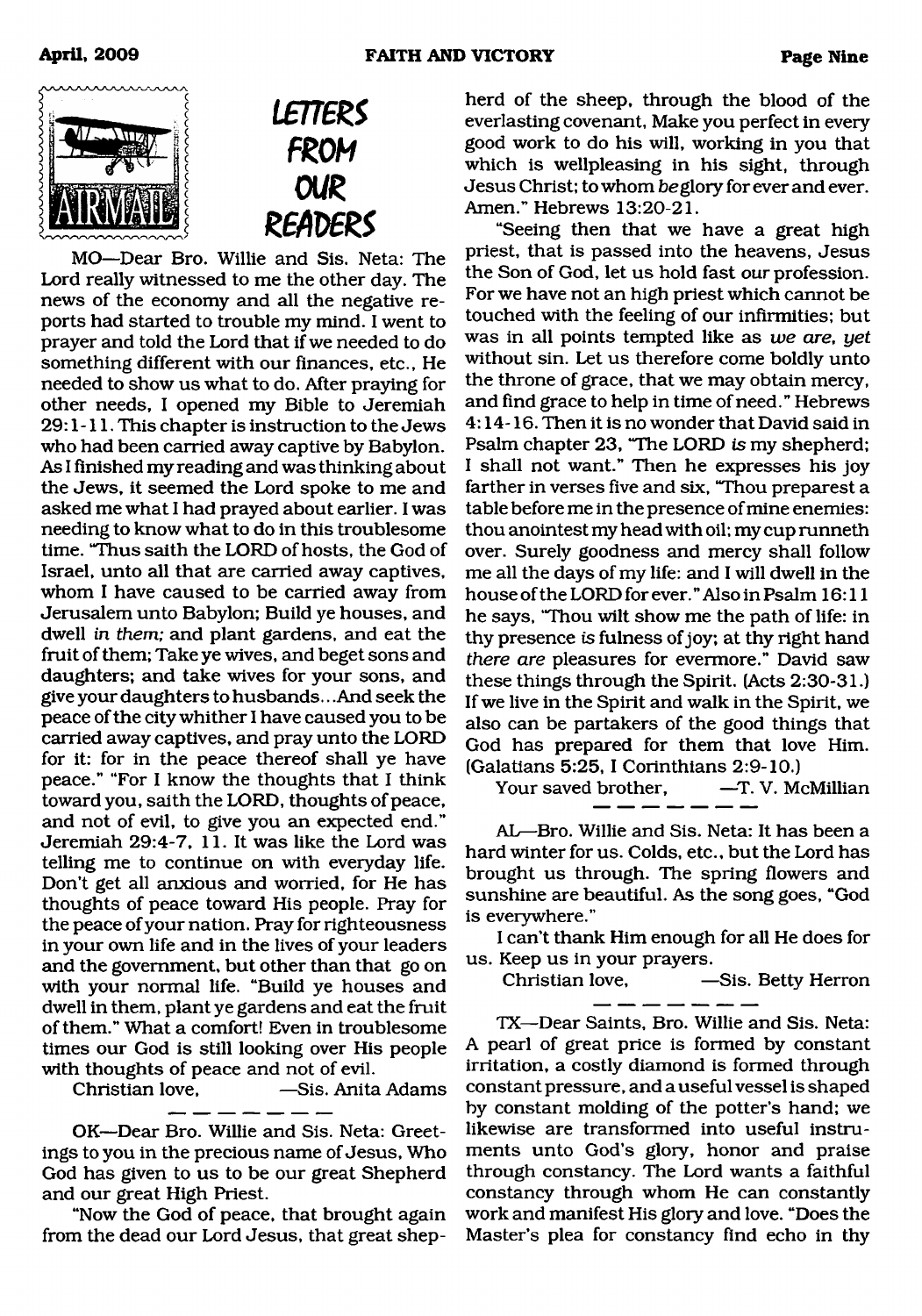# LETTERS FROM OUR READERS

MO—Dear Bro. Willie and Sis. Neta: The Lord really witnessed to me the other day. The news of the economy and all the negative reports had started to trouble my mind. I went to prayer and told the Lord that if we needed to do something different with our finances, etc., He needed to show us what to do. After praying for other needs, I opened my Bible to Jeremiah 29:1-11. This chapter is instruction to the Jews who had been carried away captive by Babylon. As I finished my reading and was thinking about the Jews, it seemed the Lord spoke to me and asked me what I had prayed about earlier. I was needing to know what to do in this troublesome time. "Thus saith the LORD of hosts, the God of Israel, unto all that are carried away captives, whom I have caused to be carried away from Jerusalem unto Babylon; Build ye houses, and dwell *in them;* and plant gardens, and eat the fruit of them; Take ye wives, and beget sons and daughters; and take wives for your sons, and give your daughters to husbands...And seek the peace of the city whither I have caused you to be carried away captives, and pray unto the LORD for it: for in the peace thereof shall ye have peace." "For I know the thoughts that I think toward you, saith the LORD, thoughts of peace, and not of evil, to give you an expected end." Jeremiah 29:4-7, 11. It was like the Lord was telling me to continue on with everyday life. Don't get all anxious and worried, for He has thoughts of peace toward His people. Pray for the peace of your nation. Pray for righteousness in your own life and in the lives of your leaders and the government, but other than that go on with your normal life. "Build ye houses and dwell in them, plant ye gardens and eat the fruit of them." What a comfort! Even in troublesome times our God is still looking over His people with thoughts of peace and not of evil.

Christian love, —Sis. Anita Adams

---

OK—Dear Bro. Willie and Sis. Neta: Greetings to you in the precious name of Jesus, Who God has given to us to be our great Shepherd and our great High Priest.

"Now the God of peace, that brought again from the dead our Lord Jesus, that great shepherd of the sheep, through the blood of the everlasting covenant, Make you perfect in every good work to do his will, working in you that which is wellpleasing in his sight, through Jesus Christ; to whom *be* glory for ever and ever. Amen." Hebrews 13:20-21.

"Seeing then that we have a great high priest, that is passed into the heavens, Jesus the Son of God, let us hold fast *our* profession. For we have not an high priest which cannot be touched with the feeling of our infirmities; but was in all points tempted like as *we are, yet* without sin. Let us therefore come boldly unto the throne of grace, that we may obtain mercy, and find grace to help in time of need." Hebrews 4:14-16. Then it is no wonder that David said in Psalm chapter 23, "The LORD *is* my shepherd; I shall not want." Then he expresses his joy farther in verses five and six, "Thou preparest a table before me in the presence of mine enemies: thou anointest my head with oil; my cup runneth over. Surely goodness and mercy shall follow me all the days of my life: and I will dwell in the house of the LORD for ever." Also in Psalm 16:11 he says, "Thou wilt show me the path of life: in thy presence *is* fulness of joy; at thy right hand *there are* pleasures for evermore." David saw these things through the Spirit. (Acts 2:30-31.) If we live in the Spirit and walk in the Spirit, we also can be partakers of the good things that God has prepared for them that love Him. (Galatians 5:25, I Corinthians 2:9-10.)

Your saved brother, —T. V. McMillian

---

AL—Bro. Willie and Sis. Neta: It has been a hard winter for us. Colds, etc., but the Lord has brought us through. The spring flowers and sunshine are beautiful. As the song goes, "God is everywhere."

I can't thank Him enough for all He does for us. Keep us in your prayers.

Christian love, —Sis. Betty Herron

---

TX—Dear Saints, Bro. Willie and Sis. Neta: A pearl of great price is formed by constant irritation, a costly diamond is formed through constant pressure, and a useful vessel is shaped by constant molding of the potter's hand; we likewise are transformed into useful instruments unto God's glory, honor and praise through constancy. The Lord wants a faithful constancy through whom He can constantly work and manifest His glory and love. "Does the Master's plea for constancy find echo in thy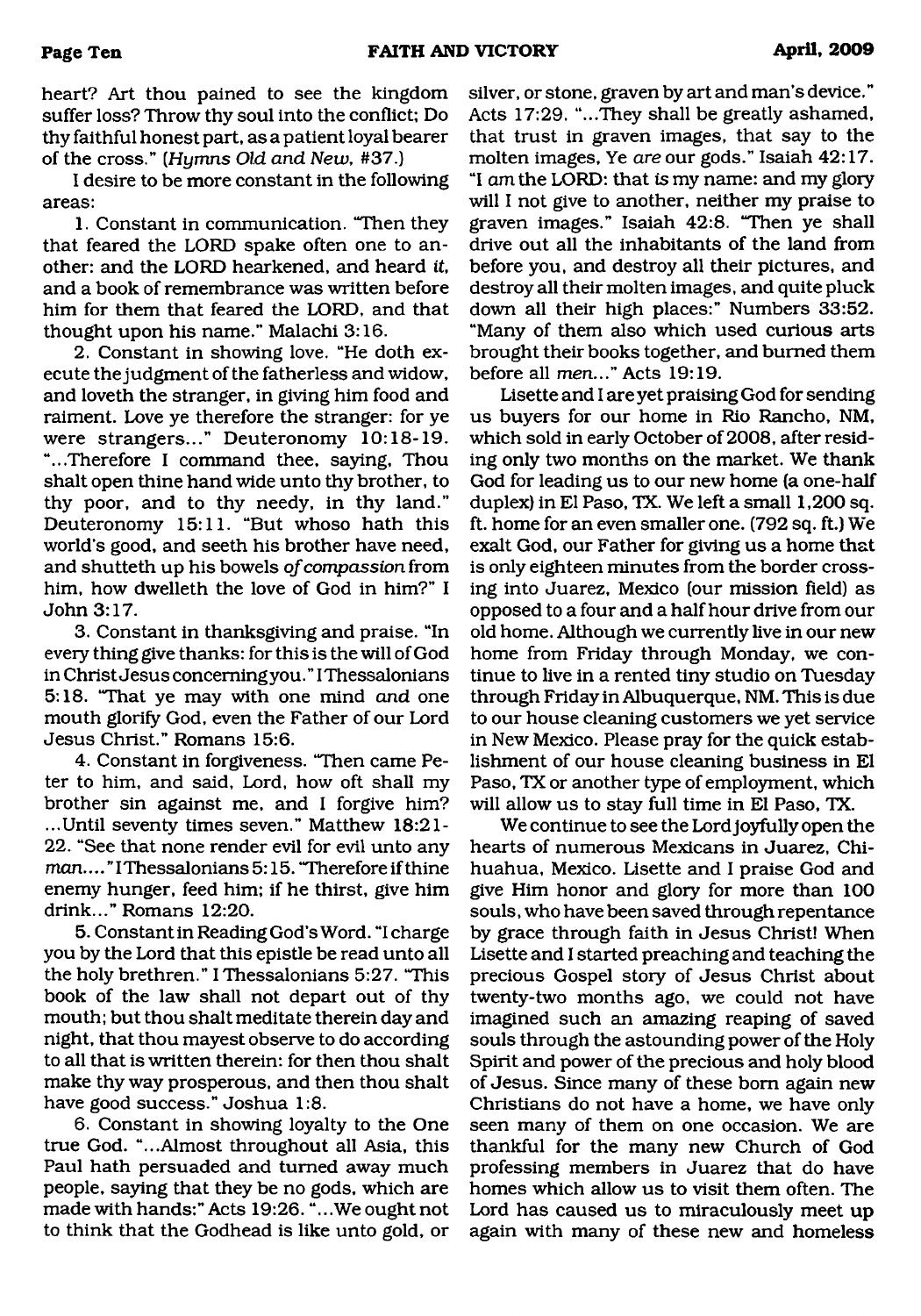heart? Art thou pained to see the kingdom suffer loss? Throw thy soul into the conflict; Do thy faithful honest part, as a patient loyal bearer of the cross." (*Hymns Old and New*, #37.)

I desire to be more constant in the following areas:

1. Constant in communication. "Then they that feared the LORD spake often one to another: and the LORD hearkened, and heard *it*, and a book of remembrance was written before him for them that feared the LORD, and that thought upon his name." Malachi 3:16.

2. Constant in showing love. "He doth execute the judgment of the fatherless and widow, and loveth the stranger, in giving him food and raiment. Love ye therefore the stranger: for ye were strangers..." Deuteronomy 10:18-19. "...Therefore I command thee, saying, Thou shalt open thine hand wide unto thy brother, to thy poor, and to thy needy, in thy land." Deuteronomy 15:11. "But whoso hath this world's good, and seeth his brother have need, and shutteth up his bowels *of compassion* from him, how dwelleth the love of God in him?" I John 3:17.

3. Constant in thanksgiving and praise. "In every thing give thanks: for this is the will of God in Christ Jesus concerning you." I Thessalonians 5:18. "That ye may with one mind *and* one mouth glorify God, even the Father of our Lord Jesus Christ." Romans 15:6.

4. Constant in forgiveness. "Then came Peter to him, and said, Lord, how oft shall my brother sin against me, and I forgive him? ...Until seventy times seven." Matthew 18:21-22. "See that none render evil for evil unto any *man*...." I Thessalonians 5:15. "Therefore if thine enemy hunger, feed him; if he thirst, give him drink..." Romans 12:20.

5. Constant in Reading God's Word. "I charge you by the Lord that this epistle be read unto all the holy brethren." I Thessalonians 5:27. "This book of the law shall not depart out of thy mouth; but thou shalt meditate therein day and night, that thou mayest observe to do according to all that is written therein: for then thou shalt make thy way prosperous, and then thou shalt have good success." Joshua 1:8.

6. Constant in showing loyalty to the One true God. "...Almost throughout all Asia, this Paul hath persuaded and turned away much people, saying that they be no gods, which are made with hands:" Acts 19:26. "...We ought not to think that the Godhead is like unto gold, or silver, or stone, graven by art and man's device." Acts 17:29. "...They shall be greatly ashamed, that trust in graven images, that say to the molten images, Ye *are* our gods." Isaiah 42:17. "I *am* the LORD: that *is* my name: and my glory will I not give to another, neither my praise to graven images." Isaiah 42:8. "Then ye shall drive out all the inhabitants of the land from before you, and destroy all their pictures, and destroy all their molten images, and quite pluck down all their high places:" Numbers 33:52. "Many of them also which used curious arts brought their books together, and burned them before all *men*..." Acts 19:19.

Lisette and I are yet praising God for sending us buyers for our home in Rio Rancho, NM, which sold in early October of 2008, after residing only two months on the market. We thank God for leading us to our new home (a one-half duplex) in El Paso, TX. We left a small 1,200 sq. ft. home for an even smaller one. (792 sq. ft.) We exalt God, our Father for giving us a home that is only eighteen minutes from the border crossing into Juarez, Mexico (our mission field) as opposed to a four and a half hour drive from our old home. Although we currently live in our new home from Friday through Monday, we continue to live in a rented tiny studio on Tuesday through Friday in Albuquerque, NM. This is due to our house cleaning customers we yet service in New Mexico. Please pray for the quick establishment of our house cleaning business in El Paso, TX or another type of employment, which will allow us to stay full time in El Paso, TX.

We continue to see the Lord joyfully open the hearts of numerous Mexicans in Juarez, Chihuahua, Mexico. Lisette and I praise God and give Him honor and glory for more than 100 souls, who have been saved through repentance by grace through faith in Jesus Christ! When Lisette and I started preaching and teaching the precious Gospel story of Jesus Christ about twenty-two months ago, we could not have imagined such an amazing reaping of saved souls through the astounding power of the Holy Spirit and power of the precious and holy blood of Jesus. Since many of these born again new Christians do not have a home, we have only seen many of them on one occasion. We are thankful for the many new Church of God professing members in Juarez that do have homes which allow us to visit them often. The Lord has caused us to miraculously meet up again with many of these new and homeless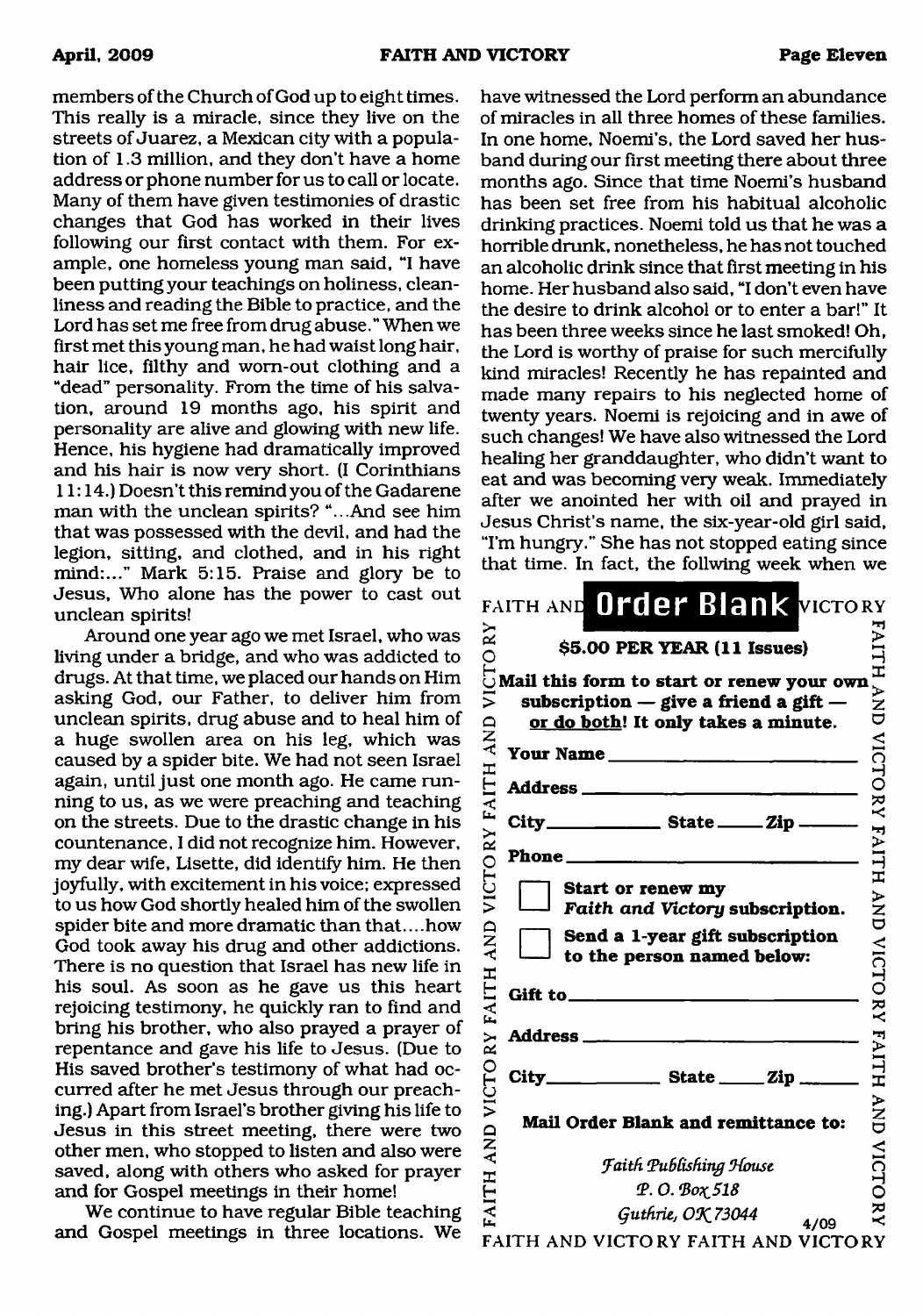members of the Church of God up to eight times. This really is a miracle, since they live on the streets of Juarez, a Mexican city with a population of 1.3 million, and they don't have a home address or phone number for us to call or locate. Many of them have given testimonies of drastic changes that God has worked in their lives following our first contact with them. For example, one homeless young man said, "I have been putting your teachings on holiness, cleanliness and reading the Bible to practice, and the Lord has set me free from drug abuse." When we first met this young man, he had waist long hair, hair lice, filthy and worn-out clothing and a "dead" personality. From the time of his salvation, around 19 months ago, his spirit and personality are alive and glowing with new life. Hence, his hygiene had dramatically improved and his hair is now very short. (I Corinthians 11:14.) Doesn't this remind you of the Gadarene man with the unclean spirits? "...And see him that was possessed with the devil, and had the legion, sitting, and clothed, and in his right mind:..." Mark 5:15. Praise and glory be to Jesus, Who alone has the power to cast out unclean spirits!

Around one year ago we met Israel, who was living under a bridge, and who was addicted to drugs. At that time, we placed our hands on Him asking God, our Father, to deliver him from unclean spirits, drug abuse and to heal him of a huge swollen area on his leg, which was caused by a spider bite. We had not seen Israel again, until just one month ago. He came running to us, as we were preaching and teaching on the streets. Due to the drastic change in his countenance, I did not recognize him. However, my dear wife, Lisette, did identify him. He then joyfully, with excitement in his voice; expressed to us how God shortly healed him of the swollen spider bite and more dramatic than that....how God took away his drug and other addictions. There is no question that Israel has new life in his soul. As soon as he gave us this heart rejoicing testimony, he quickly ran to find and bring his brother, who also prayed a prayer of repentance and gave his life to Jesus. (Due to His saved brother's testimony of what had occurred after he met Jesus through our preaching.) Apart from Israel's brother giving his life to Jesus in this street meeting, there were two other men, who stopped to listen and also were saved, along with others who asked for prayer and for Gospel meetings in their home!

We continue to have regular Bible teaching and Gospel meetings in three locations. We have witnessed the Lord perform an abundance of miracles in all three homes of these families. In one home, Noemi's, the Lord saved her husband during our first meeting there about three months ago. Since that time Noemi's husband has been set free from his habitual alcoholic drinking practices. Noemi told us that he was a horrible drunk, nonetheless, he has not touched an alcoholic drink since that first meeting in his home. Her husband also said, "I don't even have the desire to drink alcohol or to enter a bar!" It has been three weeks since he last smoked! Oh, the Lord is worthy of praise for such mercifully kind miracles! Recently he has repainted and made many repairs to his neglected home of twenty years. Noemi is rejoicing and in awe of such changes! We have also witnessed the Lord healing her granddaughter, who didn't want to eat and was becoming very weak. Immediately after we anointed her with oil and prayed in Jesus Christ's name, the six-year-old girl said, "I'm hungry." She has not stopped eating since that time. In fact, the follwing week when we

## Order Blank

**$5.00 PER YEAR (11 Issues)**

**Mail this form to start or renew your own subscription — give a friend a gift — or do both! It only takes a minute.**

**Your Name** ____________________

**Address** ____________________

**City** __________ **State** _____ **Zip** _____

**Phone** ____________________

☐ **Start or renew my *Faith and Victory* subscription.**

☐ **Send a 1-year gift subscription to the person named below:**

**Gift to** ____________________

**Address** ____________________

**City** __________ **State** _____ **Zip** _____

**Mail Order Blank and remittance to:**

*Faith Publishing House*
*P. O. Box 518*
*Guthrie, OK 73044*

4/09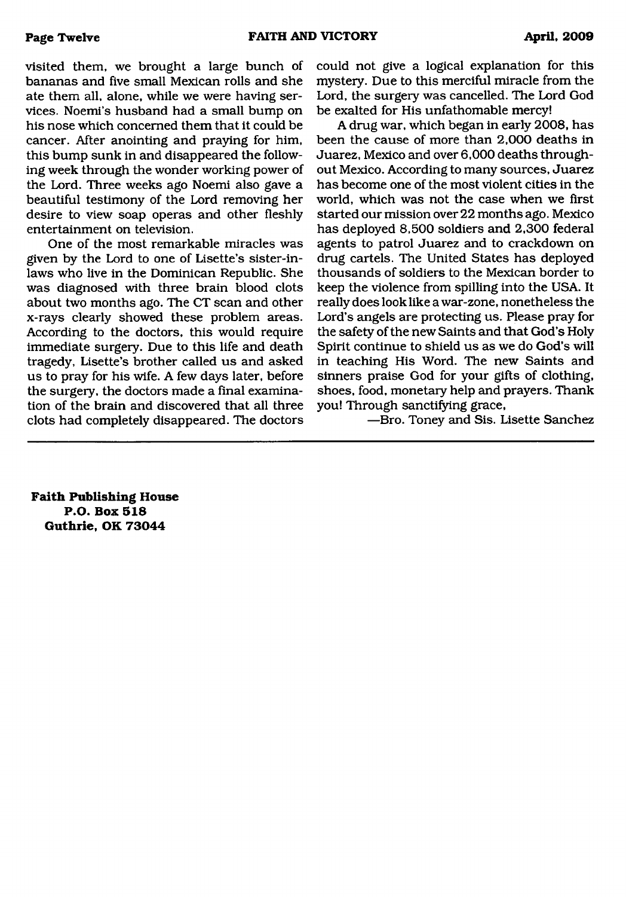visited them, we brought a large bunch of bananas and five small Mexican rolls and she ate them all, alone, while we were having services. Noemi's husband had a small bump on his nose which concerned them that it could be cancer. After anointing and praying for him, this bump sunk in and disappeared the following week through the wonder working power of the Lord. Three weeks ago Noemi also gave a beautiful testimony of the Lord removing her desire to view soap operas and other fleshly entertainment on television.

One of the most remarkable miracles was given by the Lord to one of Lisette's sister-in-laws who live in the Dominican Republic. She was diagnosed with three brain blood clots about two months ago. The CT scan and other x-rays clearly showed these problem areas. According to the doctors, this would require immediate surgery. Due to this life and death tragedy, Lisette's brother called us and asked us to pray for his wife. A few days later, before the surgery, the doctors made a final examination of the brain and discovered that all three clots had completely disappeared. The doctors could not give a logical explanation for this mystery. Due to this merciful miracle from the Lord, the surgery was cancelled. The Lord God be exalted for His unfathomable mercy!

A drug war, which began in early 2008, has been the cause of more than 2,000 deaths in Juarez, Mexico and over 6,000 deaths throughout Mexico. According to many sources, Juarez has become one of the most violent cities in the world, which was not the case when we first started our mission over 22 months ago. Mexico has deployed 8,500 soldiers and 2,300 federal agents to patrol Juarez and to crackdown on drug cartels. The United States has deployed thousands of soldiers to the Mexican border to keep the violence from spilling into the USA. It really does look like a war-zone, nonetheless the Lord's angels are protecting us. Please pray for the safety of the new Saints and that God's Holy Spirit continue to shield us as we do God's will in teaching His Word. The new Saints and sinners praise God for your gifts of clothing, shoes, food, monetary help and prayers. Thank you! Through sanctifying grace,

—Bro. Toney and Sis. Lisette Sanchez

---

**Faith Publishing House**
**P.O. Box 518**
**Guthrie, OK 73044**